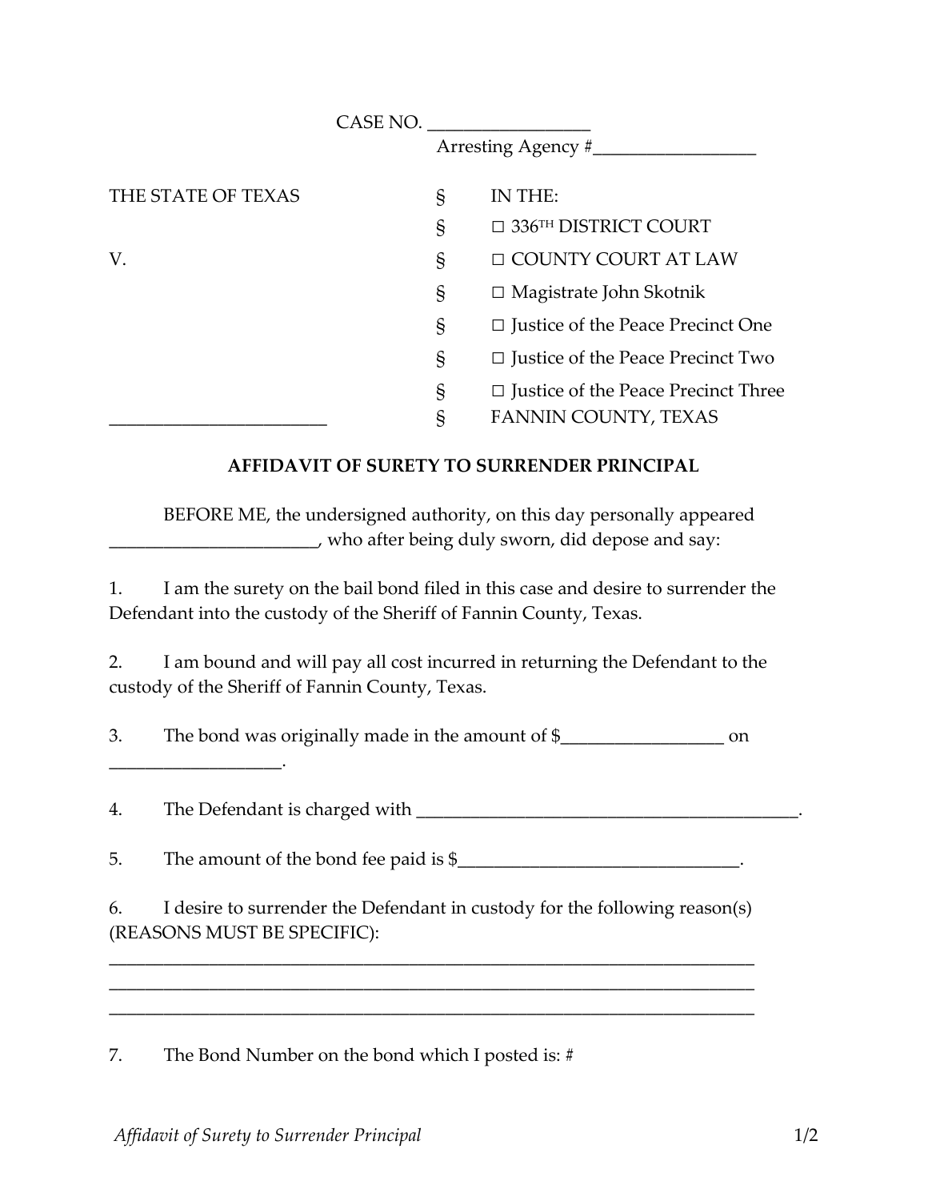CASE NO. __________________

Arresting Agency #__________________

| | | |
|---|---|---|
| THE STATE OF TEXAS | § | IN THE: |
| | § | ☐ 336TH DISTRICT COURT |
| V. | § | ☐ COUNTY COURT AT LAW |
| | § | ☐ Magistrate John Skotnik |
| | § | ☐ Justice of the Peace Precinct One |
| | § | ☐ Justice of the Peace Precinct Two |
| | § | ☐ Justice of the Peace Precinct Three |
| _________________________ | § | FANNIN COUNTY, TEXAS |

**AFFIDAVIT OF SURETY TO SURRENDER PRINCIPAL**

BEFORE ME, the undersigned authority, on this day personally appeared ________________________, who after being duly sworn, did depose and say:

1. I am the surety on the bail bond filed in this case and desire to surrender the Defendant into the custody of the Sheriff of Fannin County, Texas.

2. I am bound and will pay all cost incurred in returning the Defendant to the custody of the Sheriff of Fannin County, Texas.

3. The bond was originally made in the amount of $__________________ on ____________________.

4. The Defendant is charged with _____________________________________________.

5. The amount of the bond fee paid is $________________________________.

6. I desire to surrender the Defendant in custody for the following reason(s) (REASONS MUST BE SPECIFIC):

__________________________________________________________________________
__________________________________________________________________________
__________________________________________________________________________

7. The Bond Number on the bond which I posted is: #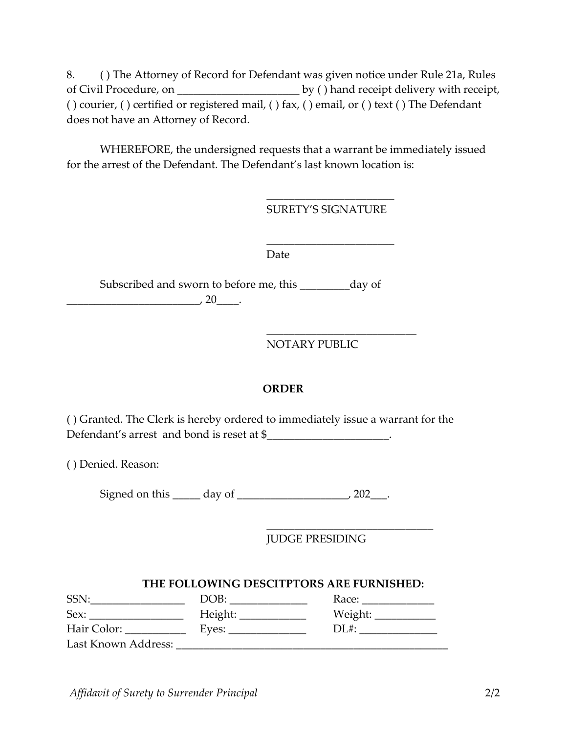8. ( ) The Attorney of Record for Defendant was given notice under Rule 21a, Rules of Civil Procedure, on ______________________ by ( ) hand receipt delivery with receipt, ( ) courier, ( ) certified or registered mail, ( ) fax, ( ) email, or ( ) text ( ) The Defendant does not have an Attorney of Record.

WHEREFORE, the undersigned requests that a warrant be immediately issued for the arrest of the Defendant. The Defendant's last known location is:

________________________
SURETY'S SIGNATURE

________________________
Date

Subscribed and sworn to before me, this _________day of ________________________, 20____.

___________________________
NOTARY PUBLIC

**ORDER**

( ) Granted. The Clerk is hereby ordered to immediately issue a warrant for the Defendant's arrest and bond is reset at $______________________.

( ) Denied. Reason:

Signed on this _____ day of ____________________, 202___.

_______________________________
JUDGE PRESIDING

**THE FOLLOWING DESCITPTORS ARE FURNISHED:**

| | | |
|---|---|---|
| SSN:_________________ | DOB: ______________ | Race: _____________ |
| Sex: ________________ | Height: ____________ | Weight: ___________ |
| Hair Color: ___________ | Eyes: ______________ | DL#: ______________ |

Last Known Address: ___________________________________________________